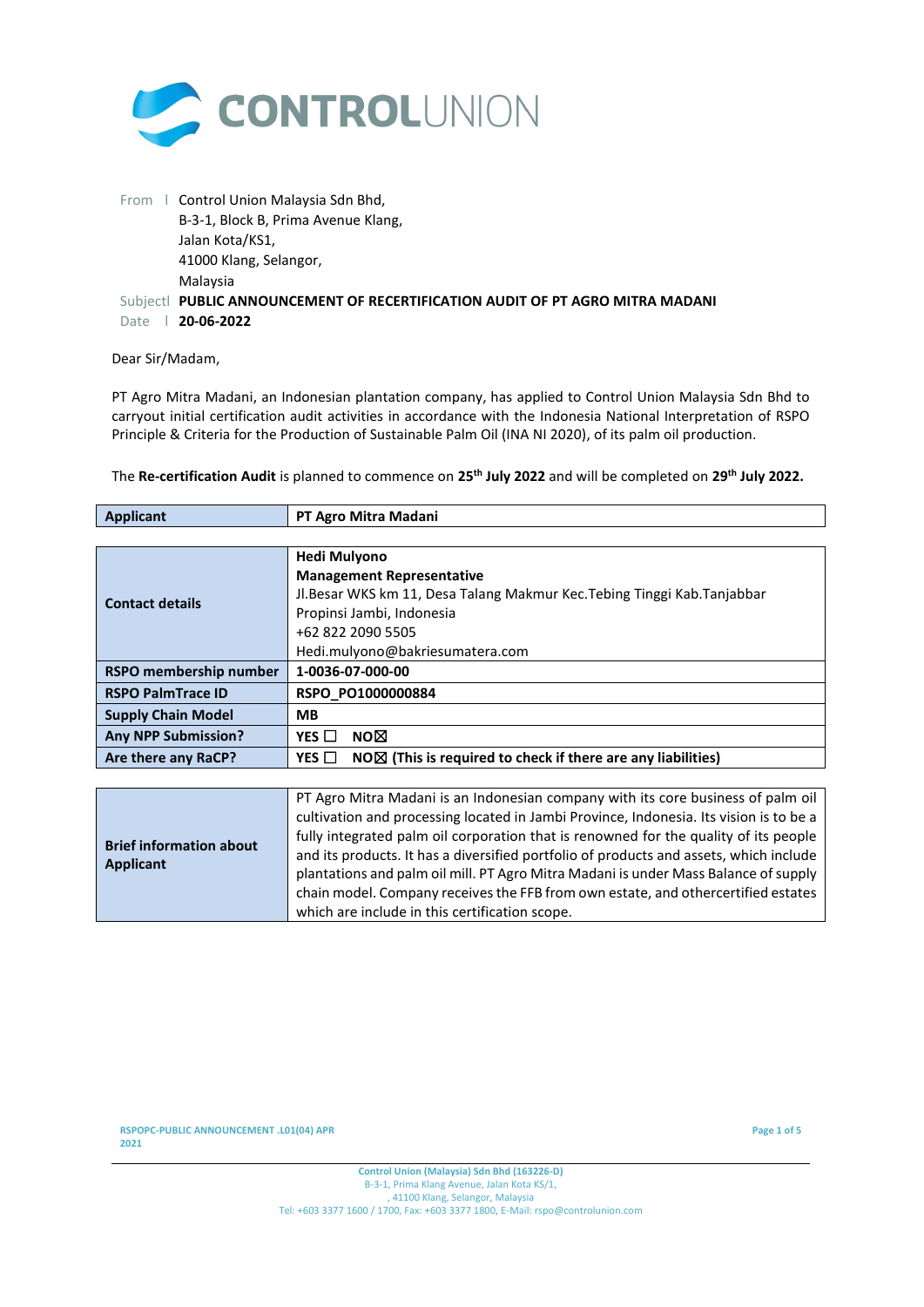From | Control Union Malaysia Sdn Bhd,
B-3-1, Block B, Prima Avenue Klang,
Jalan Kota/KS1,
41000 Klang, Selangor,
Malaysia

Subject | **PUBLIC ANNOUNCEMENT OF RECERTIFICATION AUDIT OF PT AGRO MITRA MADANI**

Date | **20-06-2022**

Dear Sir/Madam,

PT Agro Mitra Madani, an Indonesian plantation company, has applied to Control Union Malaysia Sdn Bhd to carryout initial certification audit activities in accordance with the Indonesia National Interpretation of RSPO Principle & Criteria for the Production of Sustainable Palm Oil (INA NI 2020), of its palm oil production.

The **Re-certification Audit** is planned to commence on **25th July 2022** and will be completed on **29th July 2022.**

| **Applicant** | **PT Agro Mitra Madani** |
|---|---|

| **Contact details** | **Hedi Mulyono**<br>**Management Representative**<br>Jl.Besar WKS km 11, Desa Talang Makmur Kec.Tebing Tinggi Kab.Tanjabbar Propinsi Jambi, Indonesia<br>+62 822 2090 5505<br>Hedi.mulyono@bakriesumatera.com |
|---|---|
| **RSPO membership number** | **1-0036-07-000-00** |
| **RSPO PalmTrace ID** | **RSPO_PO1000000884** |
| **Supply Chain Model** | **MB** |
| **Any NPP Submission?** | **YES ☐ NO☒** |
| **Are there any RaCP?** | **YES ☐ NO☒ (This is required to check if there are any liabilities)** |

| **Brief information about Applicant** | PT Agro Mitra Madani is an Indonesian company with its core business of palm oil cultivation and processing located in Jambi Province, Indonesia. Its vision is to be a fully integrated palm oil corporation that is renowned for the quality of its people and its products. It has a diversified portfolio of products and assets, which include plantations and palm oil mill. PT Agro Mitra Madani is under Mass Balance of supply chain model. Company receives the FFB from own estate, and othercertified estates which are include in this certification scope. |
|---|---|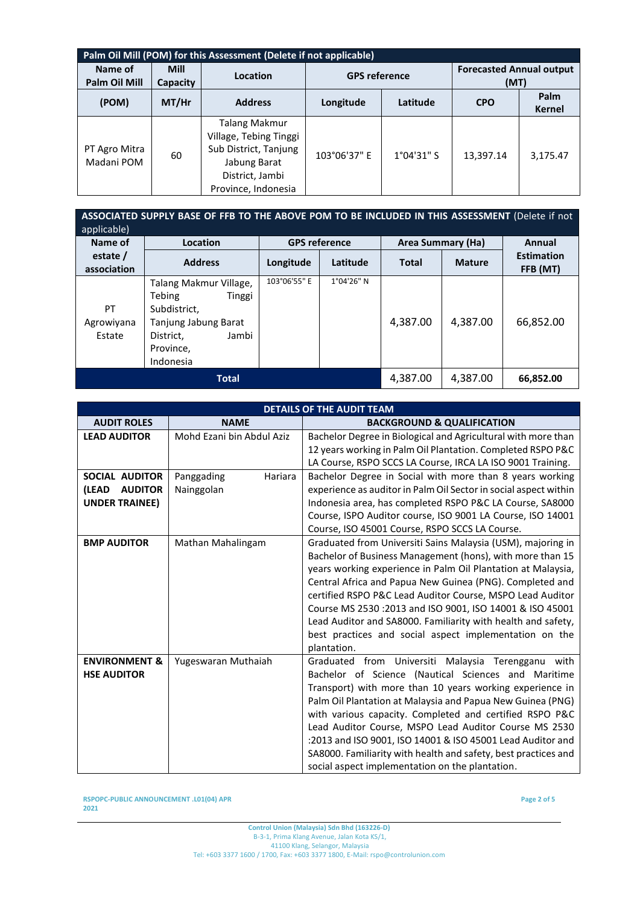| Palm Oil Mill (POM) for this Assessment (Delete if not applicable) | | | | | | |
|---|---|---|---|---|---|---|
| Name of Palm Oil Mill | Mill Capacity | Location | GPS reference | | Forecasted Annual output (MT) | |
| (POM) | MT/Hr | Address | Longitude | Latitude | CPO | Palm Kernel |
| PT Agro Mitra Madani POM | 60 | Talang Makmur Village, Tebing Tinggi Sub District, Tanjung Jabung Barat District, Jambi Province, Indonesia | 103°06'37" E | 1°04'31" S | 13,397.14 | 3,175.47 |

| ASSOCIATED SUPPLY BASE OF FFB TO THE ABOVE POM TO BE INCLUDED IN THIS ASSESSMENT (Delete if not applicable) | | | | | | |
|---|---|---|---|---|---|---|
| Name of estate / association | Location | GPS reference | | Area Summary (Ha) | | Annual Estimation FFB (MT) |
| | Address | Longitude | Latitude | Total | Mature | |
| PT Agrowiyana Estate | Talang Makmur Village, Tebing Tinggi Subdistrict, Tanjung Jabung Barat District, Jambi Province, Indonesia | 103°06'55" E | 1°04'26" N | 4,387.00 | 4,387.00 | 66,852.00 |
| **Total** | | | | 4,387.00 | 4,387.00 | **66,852.00** |

| DETAILS OF THE AUDIT TEAM | | |
|---|---|---|
| **AUDIT ROLES** | **NAME** | **BACKGROUND & QUALIFICATION** |
| **LEAD AUDITOR** | Mohd Ezani bin Abdul Aziz | Bachelor Degree in Biological and Agricultural with more than 12 years working in Palm Oil Plantation. Completed RSPO P&C LA Course, RSPO SCCS LA Course, IRCA LA ISO 9001 Training. |
| **SOCIAL AUDITOR (LEAD AUDITOR UNDER TRAINEE)** | Panggading Hariara Nainggolan | Bachelor Degree in Social with more than 8 years working experience as auditor in Palm Oil Sector in social aspect within Indonesia area, has completed RSPO P&C LA Course, SA8000 Course, ISPO Auditor course, ISO 9001 LA Course, ISO 14001 Course, ISO 45001 Course, RSPO SCCS LA Course. |
| **BMP AUDITOR** | Mathan Mahalingam | Graduated from Universiti Sains Malaysia (USM), majoring in Bachelor of Business Management (hons), with more than 15 years working experience in Palm Oil Plantation at Malaysia, Central Africa and Papua New Guinea (PNG). Completed and certified RSPO P&C Lead Auditor Course, MSPO Lead Auditor Course MS 2530 :2013 and ISO 9001, ISO 14001 & ISO 45001 Lead Auditor and SA8000. Familiarity with health and safety, best practices and social aspect implementation on the plantation. |
| **ENVIRONMENT & HSE AUDITOR** | Yugeswaran Muthaiah | Graduated from Universiti Malaysia Terengganu with Bachelor of Science (Nautical Sciences and Maritime Transport) with more than 10 years working experience in Palm Oil Plantation at Malaysia and Papua New Guinea (PNG) with various capacity. Completed and certified RSPO P&C Lead Auditor Course, MSPO Lead Auditor Course MS 2530 :2013 and ISO 9001, ISO 14001 & ISO 45001 Lead Auditor and SA8000. Familiarity with health and safety, best practices and social aspect implementation on the plantation. |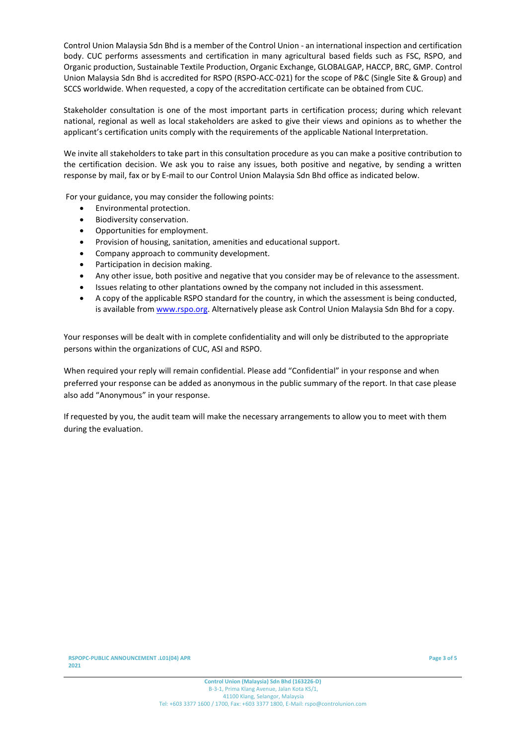Control Union Malaysia Sdn Bhd is a member of the Control Union - an international inspection and certification body. CUC performs assessments and certification in many agricultural based fields such as FSC, RSPO, and Organic production, Sustainable Textile Production, Organic Exchange, GLOBALGAP, HACCP, BRC, GMP. Control Union Malaysia Sdn Bhd is accredited for RSPO (RSPO-ACC-021) for the scope of P&C (Single Site & Group) and SCCS worldwide. When requested, a copy of the accreditation certificate can be obtained from CUC.

Stakeholder consultation is one of the most important parts in certification process; during which relevant national, regional as well as local stakeholders are asked to give their views and opinions as to whether the applicant's certification units comply with the requirements of the applicable National Interpretation.

We invite all stakeholders to take part in this consultation procedure as you can make a positive contribution to the certification decision. We ask you to raise any issues, both positive and negative, by sending a written response by mail, fax or by E-mail to our Control Union Malaysia Sdn Bhd office as indicated below.

For your guidance, you may consider the following points:

- Environmental protection.
- Biodiversity conservation.
- Opportunities for employment.
- Provision of housing, sanitation, amenities and educational support.
- Company approach to community development.
- Participation in decision making.
- Any other issue, both positive and negative that you consider may be of relevance to the assessment.
- Issues relating to other plantations owned by the company not included in this assessment.
- A copy of the applicable RSPO standard for the country, in which the assessment is being conducted, is available from www.rspo.org. Alternatively please ask Control Union Malaysia Sdn Bhd for a copy.

Your responses will be dealt with in complete confidentiality and will only be distributed to the appropriate persons within the organizations of CUC, ASI and RSPO.

When required your reply will remain confidential. Please add "Confidential" in your response and when preferred your response can be added as anonymous in the public summary of the report. In that case please also add "Anonymous" in your response.

If requested by you, the audit team will make the necessary arrangements to allow you to meet with them during the evaluation.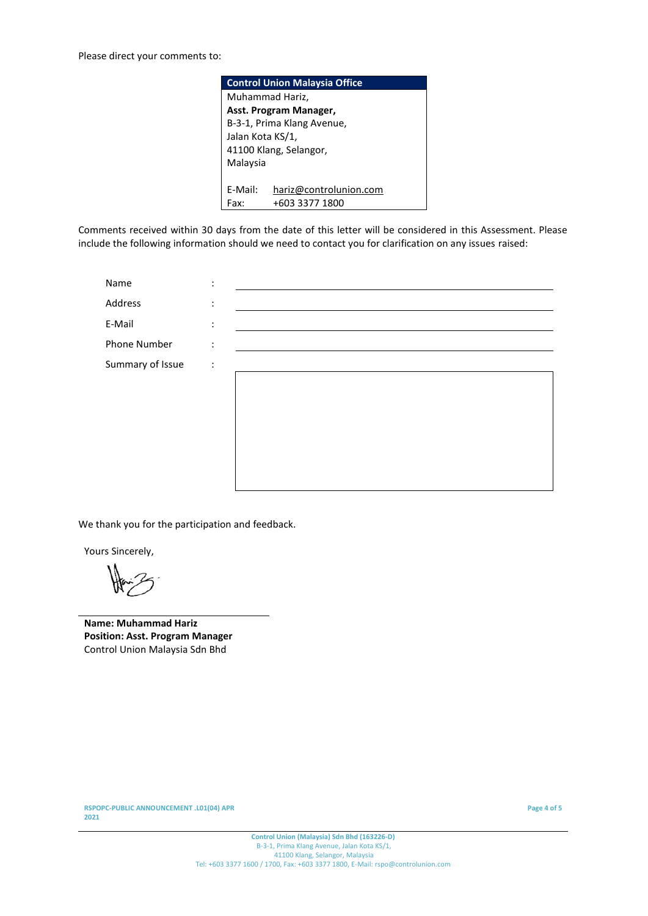Please direct your comments to:

| **Control Union Malaysia Office** |
|---|
| Muhammad Hariz,<br>**Asst. Program Manager,**<br>B-3-1, Prima Klang Avenue,<br>Jalan Kota KS/1,<br>41100 Klang, Selangor,<br>Malaysia<br><br>E-Mail: hariz@controlunion.com<br>Fax: +603 3377 1800 |

Comments received within 30 days from the date of this letter will be considered in this Assessment. Please include the following information should we need to contact you for clarification on any issues raised:

| | | |
|---|---|---|
| Name | : | |
| Address | : | |
| E-Mail | : | |
| Phone Number | : | |
| Summary of Issue | : | |

We thank you for the participation and feedback.

Yours Sincerely,

**Name: Muhammad Hariz**
**Position: Asst. Program Manager**
Control Union Malaysia Sdn Bhd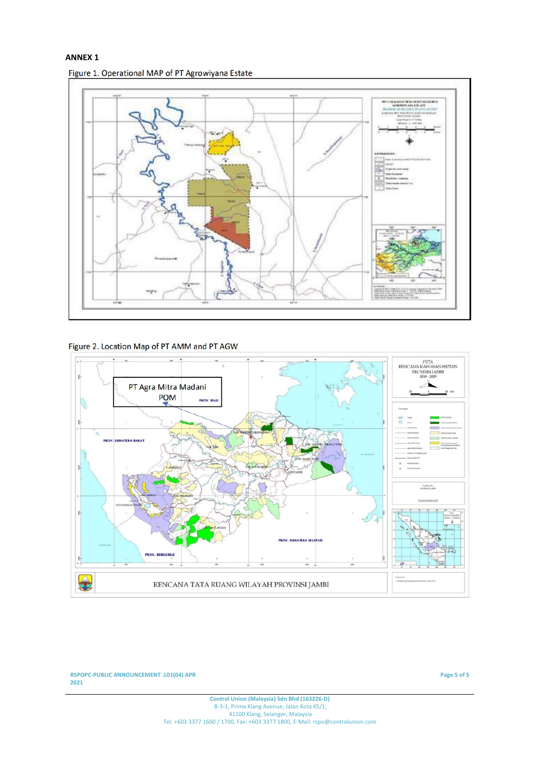**ANNEX 1**

Figure 1. Operational MAP of PT Agrowiyana Estate

Figure 2. Location Map of PT AMM and PT AGW

PT Agra Mitra Madani POM

PETA RENCANA KAWASAN HUTAN PROVINSI JAMBI 2010 - 2029

RENCANA TATA RUANG WILAYAH PROVINSI JAMBI

RSPOPC-PUBLIC ANNOUNCEMENT .L01(04) APR 2021

**Control Union (Malaysia) Sdn Bhd (163226-D)**
B-3-1, Prima Klang Avenue, Jalan Kota KS/1,
41100 Klang, Selangor, Malaysia
Tel: +603 3377 1600 / 1700, Fax: +603 3377 1800, E-Mail: rspo@controlunion.com